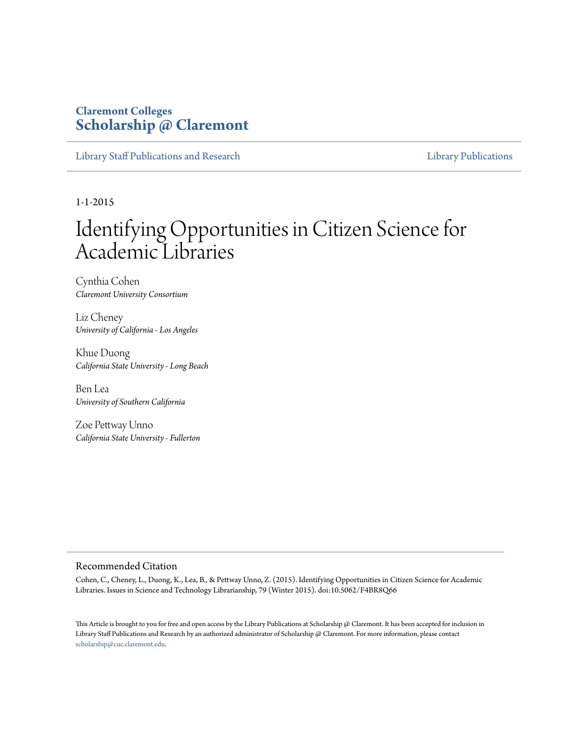Claremont Colleges
**Scholarship @ Claremont**

Library Staff Publications and Research | Library Publications

1-1-2015

# Identifying Opportunities in Citizen Science for Academic Libraries

Cynthia Cohen
*Claremont University Consortium*

Liz Cheney
*University of California - Los Angeles*

Khue Duong
*California State University - Long Beach*

Ben Lea
*University of Southern California*

Zoe Pettway Unno
*California State University - Fullerton*

## Recommended Citation

Cohen, C., Cheney, L., Duong, K., Lea, B., & Pettway Unno, Z. (2015). Identifying Opportunities in Citizen Science for Academic Libraries. Issues in Science and Technology Librarianship, 79 (Winter 2015). doi:10.5062/F4BR8Q66

This Article is brought to you for free and open access by the Library Publications at Scholarship @ Claremont. It has been accepted for inclusion in Library Staff Publications and Research by an authorized administrator of Scholarship @ Claremont. For more information, please contact scholarship@cuc.claremont.edu.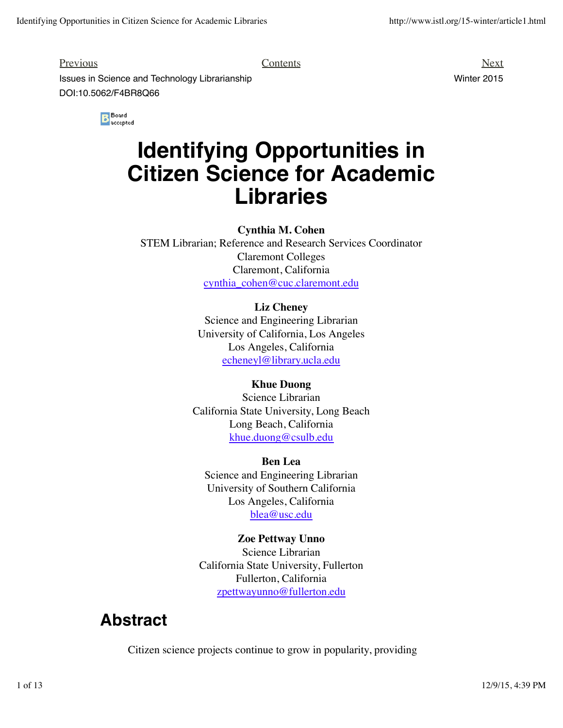Previous Contents Next

Issues in Science and Technology Librarianship Winter 2015

DOI:10.5062/F4BR8Q66

Board accepted

# Identifying Opportunities in Citizen Science for Academic Libraries

**Cynthia M. Cohen**
STEM Librarian; Reference and Research Services Coordinator
Claremont Colleges
Claremont, California
cynthia_cohen@cuc.claremont.edu

**Liz Cheney**
Science and Engineering Librarian
University of California, Los Angeles
Los Angeles, California
echeneyl@library.ucla.edu

**Khue Duong**
Science Librarian
California State University, Long Beach
Long Beach, California
khue.duong@csulb.edu

**Ben Lea**
Science and Engineering Librarian
University of Southern California
Los Angeles, California
blea@usc.edu

**Zoe Pettway Unno**
Science Librarian
California State University, Fullerton
Fullerton, California
zpettwayunno@fullerton.edu

## Abstract

Citizen science projects continue to grow in popularity, providing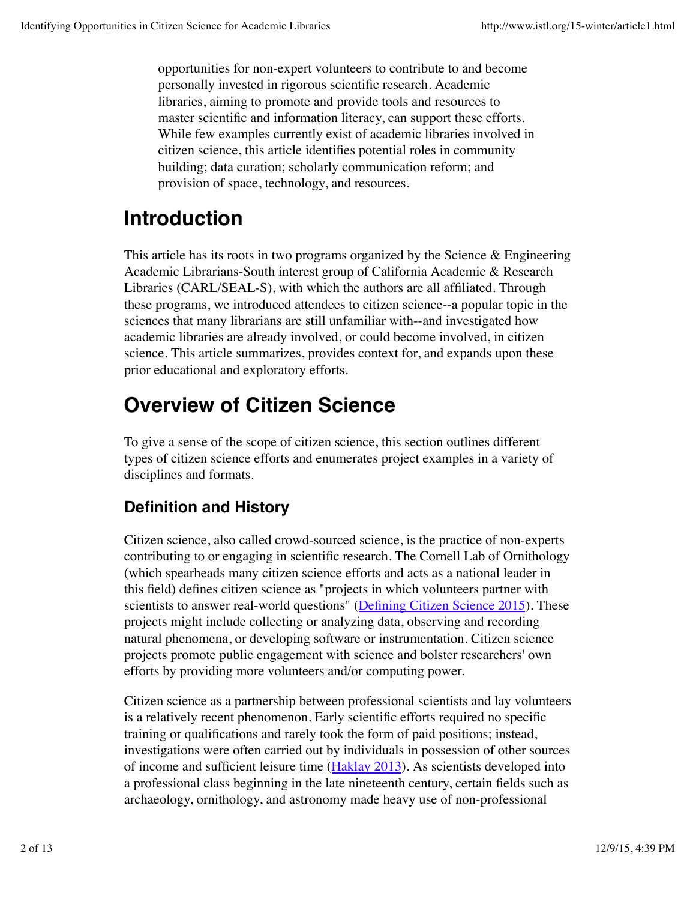opportunities for non-expert volunteers to contribute to and become personally invested in rigorous scientific research. Academic libraries, aiming to promote and provide tools and resources to master scientific and information literacy, can support these efforts. While few examples currently exist of academic libraries involved in citizen science, this article identifies potential roles in community building; data curation; scholarly communication reform; and provision of space, technology, and resources.

# Introduction

This article has its roots in two programs organized by the Science & Engineering Academic Librarians-South interest group of California Academic & Research Libraries (CARL/SEAL-S), with which the authors are all affiliated. Through these programs, we introduced attendees to citizen science--a popular topic in the sciences that many librarians are still unfamiliar with--and investigated how academic libraries are already involved, or could become involved, in citizen science. This article summarizes, provides context for, and expands upon these prior educational and exploratory efforts.

# Overview of Citizen Science

To give a sense of the scope of citizen science, this section outlines different types of citizen science efforts and enumerates project examples in a variety of disciplines and formats.

## Definition and History

Citizen science, also called crowd-sourced science, is the practice of non-experts contributing to or engaging in scientific research. The Cornell Lab of Ornithology (which spearheads many citizen science efforts and acts as a national leader in this field) defines citizen science as "projects in which volunteers partner with scientists to answer real-world questions" (Defining Citizen Science 2015). These projects might include collecting or analyzing data, observing and recording natural phenomena, or developing software or instrumentation. Citizen science projects promote public engagement with science and bolster researchers' own efforts by providing more volunteers and/or computing power.

Citizen science as a partnership between professional scientists and lay volunteers is a relatively recent phenomenon. Early scientific efforts required no specific training or qualifications and rarely took the form of paid positions; instead, investigations were often carried out by individuals in possession of other sources of income and sufficient leisure time (Haklay 2013). As scientists developed into a professional class beginning in the late nineteenth century, certain fields such as archaeology, ornithology, and astronomy made heavy use of non-professional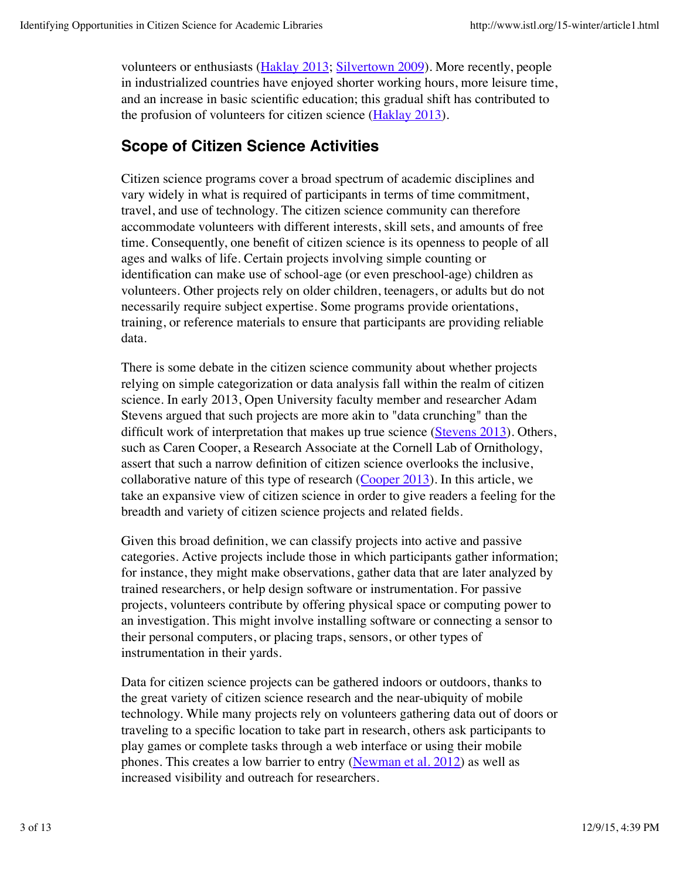volunteers or enthusiasts ([Haklay 2013](#); [Silvertown 2009](#)). More recently, people in industrialized countries have enjoyed shorter working hours, more leisure time, and an increase in basic scientific education; this gradual shift has contributed to the profusion of volunteers for citizen science ([Haklay 2013](#)).

## Scope of Citizen Science Activities

Citizen science programs cover a broad spectrum of academic disciplines and vary widely in what is required of participants in terms of time commitment, travel, and use of technology. The citizen science community can therefore accommodate volunteers with different interests, skill sets, and amounts of free time. Consequently, one benefit of citizen science is its openness to people of all ages and walks of life. Certain projects involving simple counting or identification can make use of school-age (or even preschool-age) children as volunteers. Other projects rely on older children, teenagers, or adults but do not necessarily require subject expertise. Some programs provide orientations, training, or reference materials to ensure that participants are providing reliable data.

There is some debate in the citizen science community about whether projects relying on simple categorization or data analysis fall within the realm of citizen science. In early 2013, Open University faculty member and researcher Adam Stevens argued that such projects are more akin to "data crunching" than the difficult work of interpretation that makes up true science ([Stevens 2013](#)). Others, such as Caren Cooper, a Research Associate at the Cornell Lab of Ornithology, assert that such a narrow definition of citizen science overlooks the inclusive, collaborative nature of this type of research ([Cooper 2013](#)). In this article, we take an expansive view of citizen science in order to give readers a feeling for the breadth and variety of citizen science projects and related fields.

Given this broad definition, we can classify projects into active and passive categories. Active projects include those in which participants gather information; for instance, they might make observations, gather data that are later analyzed by trained researchers, or help design software or instrumentation. For passive projects, volunteers contribute by offering physical space or computing power to an investigation. This might involve installing software or connecting a sensor to their personal computers, or placing traps, sensors, or other types of instrumentation in their yards.

Data for citizen science projects can be gathered indoors or outdoors, thanks to the great variety of citizen science research and the near-ubiquity of mobile technology. While many projects rely on volunteers gathering data out of doors or traveling to a specific location to take part in research, others ask participants to play games or complete tasks through a web interface or using their mobile phones. This creates a low barrier to entry ([Newman et al. 2012](#)) as well as increased visibility and outreach for researchers.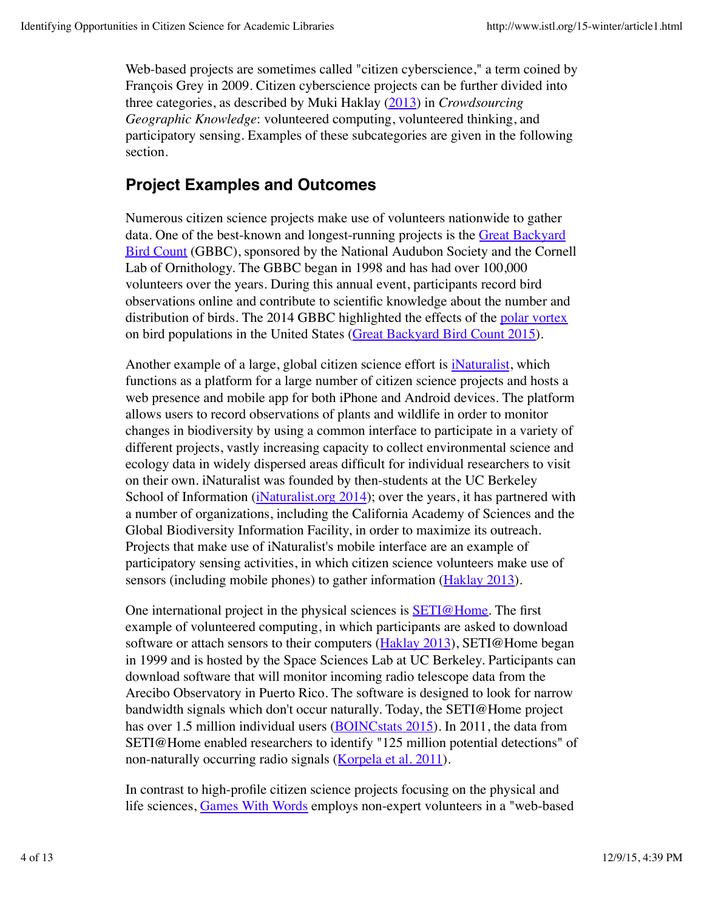Web-based projects are sometimes called "citizen cyberscience," a term coined by François Grey in 2009. Citizen cyberscience projects can be further divided into three categories, as described by Muki Haklay (2013) in *Crowdsourcing Geographic Knowledge*: volunteered computing, volunteered thinking, and participatory sensing. Examples of these subcategories are given in the following section.

## Project Examples and Outcomes

Numerous citizen science projects make use of volunteers nationwide to gather data. One of the best-known and longest-running projects is the Great Backyard Bird Count (GBBC), sponsored by the National Audubon Society and the Cornell Lab of Ornithology. The GBBC began in 1998 and has had over 100,000 volunteers over the years. During this annual event, participants record bird observations online and contribute to scientific knowledge about the number and distribution of birds. The 2014 GBBC highlighted the effects of the polar vortex on bird populations in the United States (Great Backyard Bird Count 2015).

Another example of a large, global citizen science effort is iNaturalist, which functions as a platform for a large number of citizen science projects and hosts a web presence and mobile app for both iPhone and Android devices. The platform allows users to record observations of plants and wildlife in order to monitor changes in biodiversity by using a common interface to participate in a variety of different projects, vastly increasing capacity to collect environmental science and ecology data in widely dispersed areas difficult for individual researchers to visit on their own. iNaturalist was founded by then-students at the UC Berkeley School of Information (iNaturalist.org 2014); over the years, it has partnered with a number of organizations, including the California Academy of Sciences and the Global Biodiversity Information Facility, in order to maximize its outreach. Projects that make use of iNaturalist's mobile interface are an example of participatory sensing activities, in which citizen science volunteers make use of sensors (including mobile phones) to gather information (Haklay 2013).

One international project in the physical sciences is SETI@Home. The first example of volunteered computing, in which participants are asked to download software or attach sensors to their computers (Haklay 2013), SETI@Home began in 1999 and is hosted by the Space Sciences Lab at UC Berkeley. Participants can download software that will monitor incoming radio telescope data from the Arecibo Observatory in Puerto Rico. The software is designed to look for narrow bandwidth signals which don't occur naturally. Today, the SETI@Home project has over 1.5 million individual users (BOINCstats 2015). In 2011, the data from SETI@Home enabled researchers to identify "125 million potential detections" of non-naturally occurring radio signals (Korpela et al. 2011).

In contrast to high-profile citizen science projects focusing on the physical and life sciences, Games With Words employs non-expert volunteers in a "web-based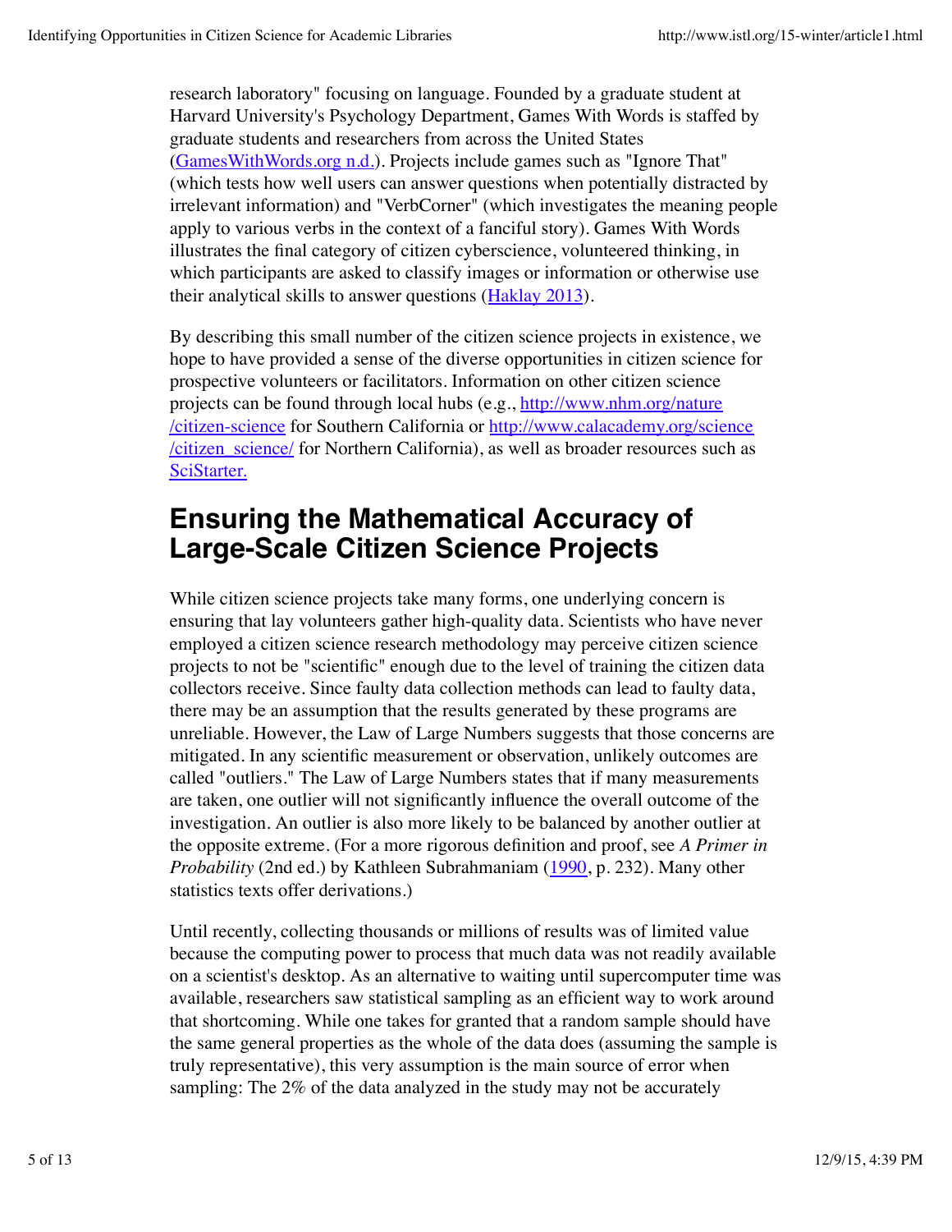research laboratory" focusing on language. Founded by a graduate student at Harvard University's Psychology Department, Games With Words is staffed by graduate students and researchers from across the United States (GamesWithWords.org n.d.). Projects include games such as "Ignore That" (which tests how well users can answer questions when potentially distracted by irrelevant information) and "VerbCorner" (which investigates the meaning people apply to various verbs in the context of a fanciful story). Games With Words illustrates the final category of citizen cyberscience, volunteered thinking, in which participants are asked to classify images or information or otherwise use their analytical skills to answer questions (Haklay 2013).

By describing this small number of the citizen science projects in existence, we hope to have provided a sense of the diverse opportunities in citizen science for prospective volunteers or facilitators. Information on other citizen science projects can be found through local hubs (e.g., http://www.nhm.org/nature/citizen-science for Southern California or http://www.calacademy.org/science/citizen_science/ for Northern California), as well as broader resources such as SciStarter.

## Ensuring the Mathematical Accuracy of Large-Scale Citizen Science Projects

While citizen science projects take many forms, one underlying concern is ensuring that lay volunteers gather high-quality data. Scientists who have never employed a citizen science research methodology may perceive citizen science projects to not be "scientific" enough due to the level of training the citizen data collectors receive. Since faulty data collection methods can lead to faulty data, there may be an assumption that the results generated by these programs are unreliable. However, the Law of Large Numbers suggests that those concerns are mitigated. In any scientific measurement or observation, unlikely outcomes are called "outliers." The Law of Large Numbers states that if many measurements are taken, one outlier will not significantly influence the overall outcome of the investigation. An outlier is also more likely to be balanced by another outlier at the opposite extreme. (For a more rigorous definition and proof, see *A Primer in Probability* (2nd ed.) by Kathleen Subrahmaniam (1990, p. 232). Many other statistics texts offer derivations.)

Until recently, collecting thousands or millions of results was of limited value because the computing power to process that much data was not readily available on a scientist's desktop. As an alternative to waiting until supercomputer time was available, researchers saw statistical sampling as an efficient way to work around that shortcoming. While one takes for granted that a random sample should have the same general properties as the whole of the data does (assuming the sample is truly representative), this very assumption is the main source of error when sampling: The 2% of the data analyzed in the study may not be accurately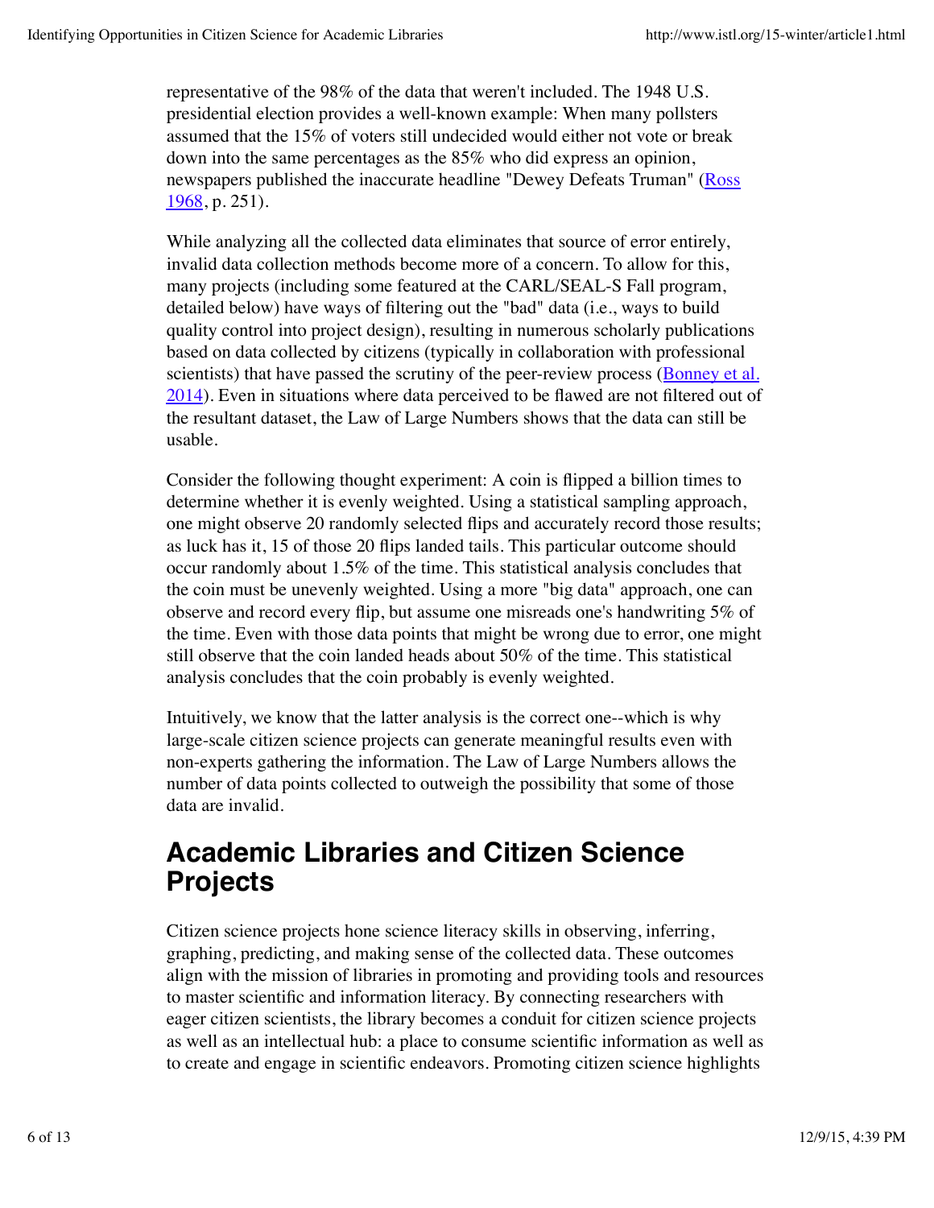representative of the 98% of the data that weren't included. The 1948 U.S. presidential election provides a well-known example: When many pollsters assumed that the 15% of voters still undecided would either not vote or break down into the same percentages as the 85% who did express an opinion, newspapers published the inaccurate headline "Dewey Defeats Truman" (Ross 1968, p. 251).

While analyzing all the collected data eliminates that source of error entirely, invalid data collection methods become more of a concern. To allow for this, many projects (including some featured at the CARL/SEAL-S Fall program, detailed below) have ways of filtering out the "bad" data (i.e., ways to build quality control into project design), resulting in numerous scholarly publications based on data collected by citizens (typically in collaboration with professional scientists) that have passed the scrutiny of the peer-review process (Bonney et al. 2014). Even in situations where data perceived to be flawed are not filtered out of the resultant dataset, the Law of Large Numbers shows that the data can still be usable.

Consider the following thought experiment: A coin is flipped a billion times to determine whether it is evenly weighted. Using a statistical sampling approach, one might observe 20 randomly selected flips and accurately record those results; as luck has it, 15 of those 20 flips landed tails. This particular outcome should occur randomly about 1.5% of the time. This statistical analysis concludes that the coin must be unevenly weighted. Using a more "big data" approach, one can observe and record every flip, but assume one misreads one's handwriting 5% of the time. Even with those data points that might be wrong due to error, one might still observe that the coin landed heads about 50% of the time. This statistical analysis concludes that the coin probably is evenly weighted.

Intuitively, we know that the latter analysis is the correct one--which is why large-scale citizen science projects can generate meaningful results even with non-experts gathering the information. The Law of Large Numbers allows the number of data points collected to outweigh the possibility that some of those data are invalid.

## Academic Libraries and Citizen Science Projects

Citizen science projects hone science literacy skills in observing, inferring, graphing, predicting, and making sense of the collected data. These outcomes align with the mission of libraries in promoting and providing tools and resources to master scientific and information literacy. By connecting researchers with eager citizen scientists, the library becomes a conduit for citizen science projects as well as an intellectual hub: a place to consume scientific information as well as to create and engage in scientific endeavors. Promoting citizen science highlights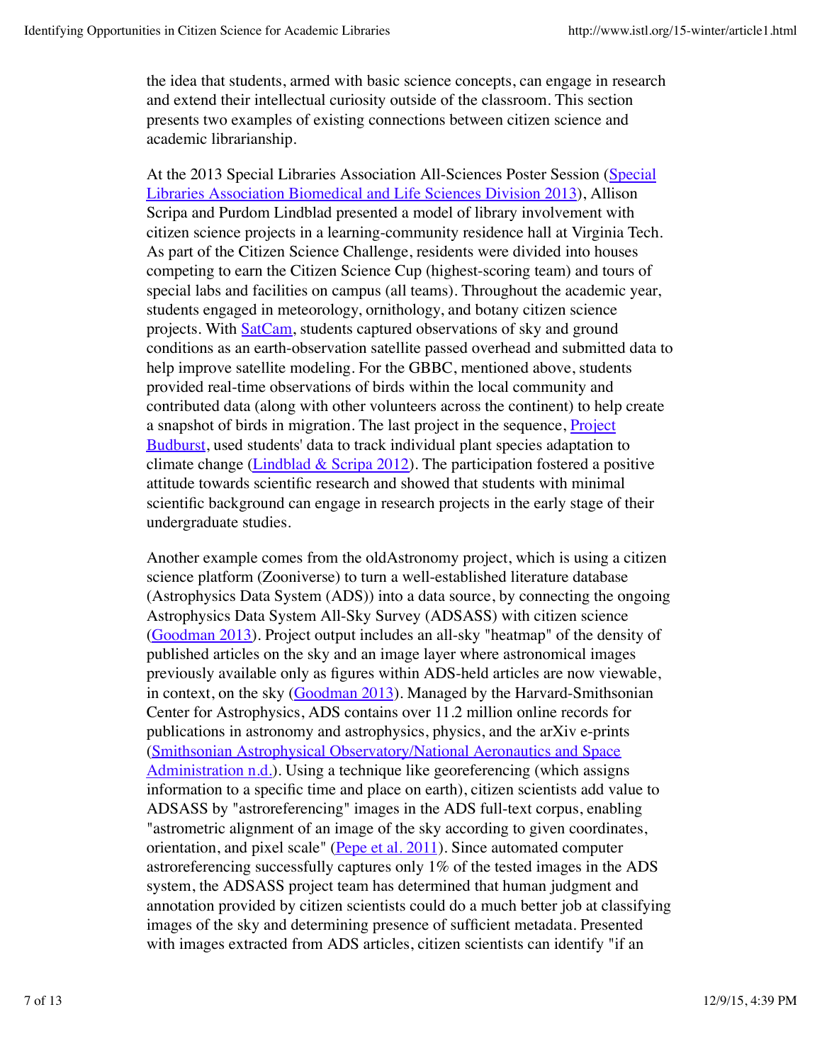the idea that students, armed with basic science concepts, can engage in research and extend their intellectual curiosity outside of the classroom. This section presents two examples of existing connections between citizen science and academic librarianship.

At the 2013 Special Libraries Association All-Sciences Poster Session (Special Libraries Association Biomedical and Life Sciences Division 2013), Allison Scripa and Purdom Lindblad presented a model of library involvement with citizen science projects in a learning-community residence hall at Virginia Tech. As part of the Citizen Science Challenge, residents were divided into houses competing to earn the Citizen Science Cup (highest-scoring team) and tours of special labs and facilities on campus (all teams). Throughout the academic year, students engaged in meteorology, ornithology, and botany citizen science projects. With SatCam, students captured observations of sky and ground conditions as an earth-observation satellite passed overhead and submitted data to help improve satellite modeling. For the GBBC, mentioned above, students provided real-time observations of birds within the local community and contributed data (along with other volunteers across the continent) to help create a snapshot of birds in migration. The last project in the sequence, Project Budburst, used students' data to track individual plant species adaptation to climate change (Lindblad & Scripa 2012). The participation fostered a positive attitude towards scientific research and showed that students with minimal scientific background can engage in research projects in the early stage of their undergraduate studies.

Another example comes from the oldAstronomy project, which is using a citizen science platform (Zooniverse) to turn a well-established literature database (Astrophysics Data System (ADS)) into a data source, by connecting the ongoing Astrophysics Data System All-Sky Survey (ADSASS) with citizen science (Goodman 2013). Project output includes an all-sky "heatmap" of the density of published articles on the sky and an image layer where astronomical images previously available only as figures within ADS-held articles are now viewable, in context, on the sky (Goodman 2013). Managed by the Harvard-Smithsonian Center for Astrophysics, ADS contains over 11.2 million online records for publications in astronomy and astrophysics, physics, and the arXiv e-prints (Smithsonian Astrophysical Observatory/National Aeronautics and Space Administration n.d.). Using a technique like georeferencing (which assigns information to a specific time and place on earth), citizen scientists add value to ADSASS by "astroreferencing" images in the ADS full-text corpus, enabling "astrometric alignment of an image of the sky according to given coordinates, orientation, and pixel scale" (Pepe et al. 2011). Since automated computer astroreferencing successfully captures only 1% of the tested images in the ADS system, the ADSASS project team has determined that human judgment and annotation provided by citizen scientists could do a much better job at classifying images of the sky and determining presence of sufficient metadata. Presented with images extracted from ADS articles, citizen scientists can identify "if an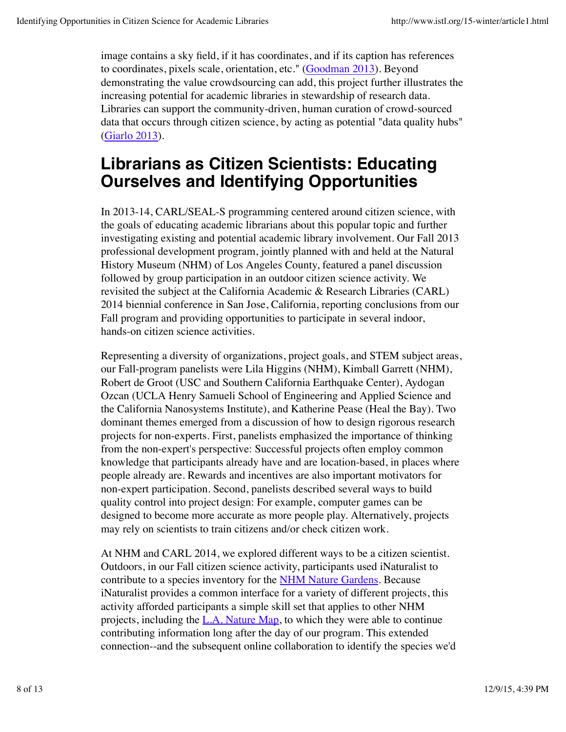image contains a sky field, if it has coordinates, and if its caption has references to coordinates, pixels scale, orientation, etc." (Goodman 2013). Beyond demonstrating the value crowdsourcing can add, this project further illustrates the increasing potential for academic libraries in stewardship of research data. Libraries can support the community-driven, human curation of crowd-sourced data that occurs through citizen science, by acting as potential "data quality hubs" (Giarlo 2013).

## Librarians as Citizen Scientists: Educating Ourselves and Identifying Opportunities

In 2013-14, CARL/SEAL-S programming centered around citizen science, with the goals of educating academic librarians about this popular topic and further investigating existing and potential academic library involvement. Our Fall 2013 professional development program, jointly planned with and held at the Natural History Museum (NHM) of Los Angeles County, featured a panel discussion followed by group participation in an outdoor citizen science activity. We revisited the subject at the California Academic & Research Libraries (CARL) 2014 biennial conference in San Jose, California, reporting conclusions from our Fall program and providing opportunities to participate in several indoor, hands-on citizen science activities.

Representing a diversity of organizations, project goals, and STEM subject areas, our Fall-program panelists were Lila Higgins (NHM), Kimball Garrett (NHM), Robert de Groot (USC and Southern California Earthquake Center), Aydogan Ozcan (UCLA Henry Samueli School of Engineering and Applied Science and the California Nanosystems Institute), and Katherine Pease (Heal the Bay). Two dominant themes emerged from a discussion of how to design rigorous research projects for non-experts. First, panelists emphasized the importance of thinking from the non-expert's perspective: Successful projects often employ common knowledge that participants already have and are location-based, in places where people already are. Rewards and incentives are also important motivators for non-expert participation. Second, panelists described several ways to build quality control into project design: For example, computer games can be designed to become more accurate as more people play. Alternatively, projects may rely on scientists to train citizens and/or check citizen work.

At NHM and CARL 2014, we explored different ways to be a citizen scientist. Outdoors, in our Fall citizen science activity, participants used iNaturalist to contribute to a species inventory for the NHM Nature Gardens. Because iNaturalist provides a common interface for a variety of different projects, this activity afforded participants a simple skill set that applies to other NHM projects, including the L.A. Nature Map, to which they were able to continue contributing information long after the day of our program. This extended connection--and the subsequent online collaboration to identify the species we'd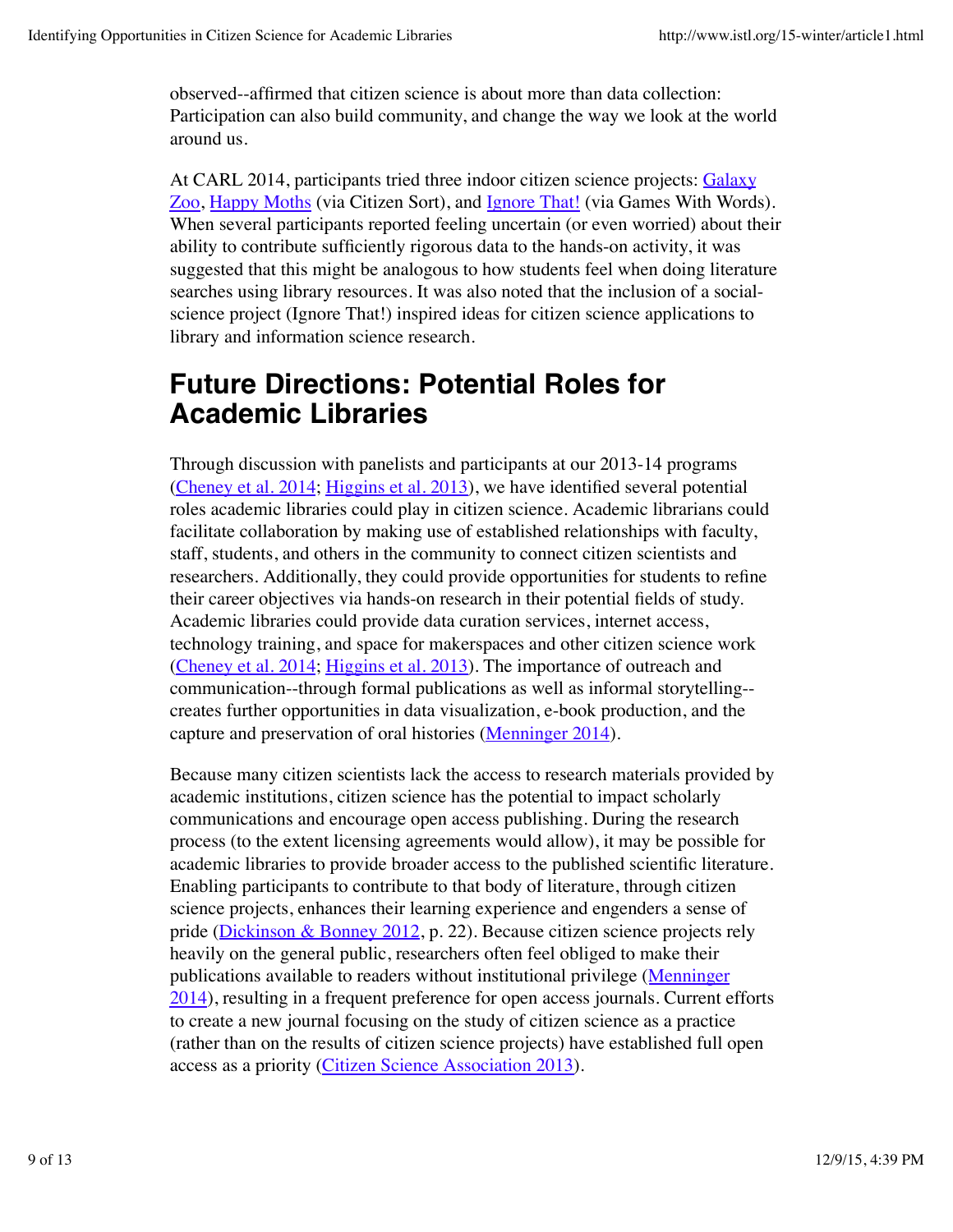observed--affirmed that citizen science is about more than data collection: Participation can also build community, and change the way we look at the world around us.

At CARL 2014, participants tried three indoor citizen science projects: Galaxy Zoo, Happy Moths (via Citizen Sort), and Ignore That! (via Games With Words). When several participants reported feeling uncertain (or even worried) about their ability to contribute sufficiently rigorous data to the hands-on activity, it was suggested that this might be analogous to how students feel when doing literature searches using library resources. It was also noted that the inclusion of a social-science project (Ignore That!) inspired ideas for citizen science applications to library and information science research.

## Future Directions: Potential Roles for Academic Libraries

Through discussion with panelists and participants at our 2013-14 programs (Cheney et al. 2014; Higgins et al. 2013), we have identified several potential roles academic libraries could play in citizen science. Academic librarians could facilitate collaboration by making use of established relationships with faculty, staff, students, and others in the community to connect citizen scientists and researchers. Additionally, they could provide opportunities for students to refine their career objectives via hands-on research in their potential fields of study. Academic libraries could provide data curation services, internet access, technology training, and space for makerspaces and other citizen science work (Cheney et al. 2014; Higgins et al. 2013). The importance of outreach and communication--through formal publications as well as informal storytelling--creates further opportunities in data visualization, e-book production, and the capture and preservation of oral histories (Menninger 2014).

Because many citizen scientists lack the access to research materials provided by academic institutions, citizen science has the potential to impact scholarly communications and encourage open access publishing. During the research process (to the extent licensing agreements would allow), it may be possible for academic libraries to provide broader access to the published scientific literature. Enabling participants to contribute to that body of literature, through citizen science projects, enhances their learning experience and engenders a sense of pride (Dickinson & Bonney 2012, p. 22). Because citizen science projects rely heavily on the general public, researchers often feel obliged to make their publications available to readers without institutional privilege (Menninger 2014), resulting in a frequent preference for open access journals. Current efforts to create a new journal focusing on the study of citizen science as a practice (rather than on the results of citizen science projects) have established full open access as a priority (Citizen Science Association 2013).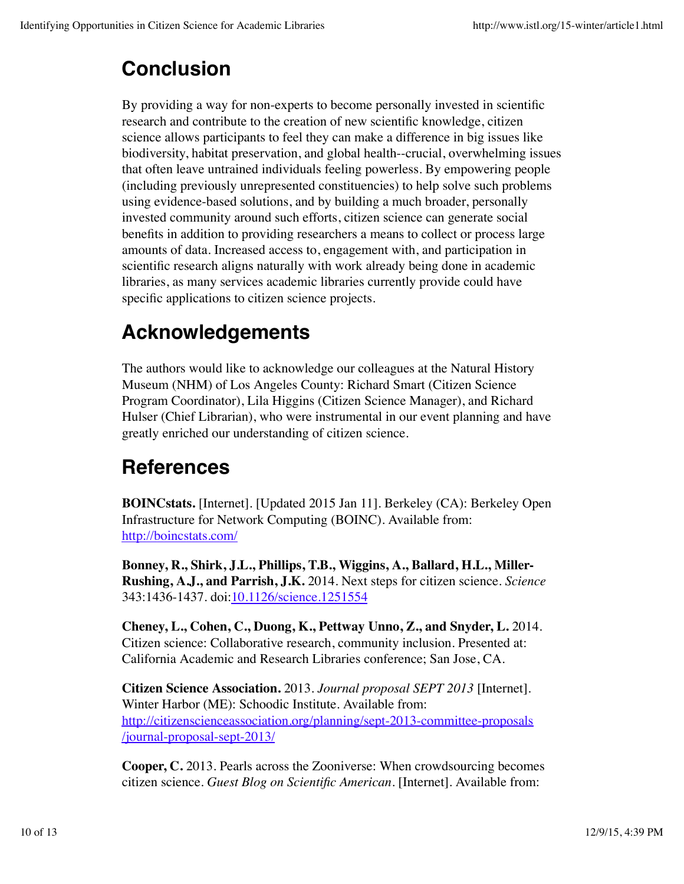## Conclusion

By providing a way for non-experts to become personally invested in scientific research and contribute to the creation of new scientific knowledge, citizen science allows participants to feel they can make a difference in big issues like biodiversity, habitat preservation, and global health--crucial, overwhelming issues that often leave untrained individuals feeling powerless. By empowering people (including previously unrepresented constituencies) to help solve such problems using evidence-based solutions, and by building a much broader, personally invested community around such efforts, citizen science can generate social benefits in addition to providing researchers a means to collect or process large amounts of data. Increased access to, engagement with, and participation in scientific research aligns naturally with work already being done in academic libraries, as many services academic libraries currently provide could have specific applications to citizen science projects.

## Acknowledgements

The authors would like to acknowledge our colleagues at the Natural History Museum (NHM) of Los Angeles County: Richard Smart (Citizen Science Program Coordinator), Lila Higgins (Citizen Science Manager), and Richard Hulser (Chief Librarian), who were instrumental in our event planning and have greatly enriched our understanding of citizen science.

## References

**BOINCstats.** [Internet]. [Updated 2015 Jan 11]. Berkeley (CA): Berkeley Open Infrastructure for Network Computing (BOINC). Available from: http://boincstats.com/

**Bonney, R., Shirk, J.L., Phillips, T.B., Wiggins, A., Ballard, H.L., Miller-Rushing, A.J., and Parrish, J.K.** 2014. Next steps for citizen science. *Science* 343:1436-1437. doi:10.1126/science.1251554

**Cheney, L., Cohen, C., Duong, K., Pettway Unno, Z., and Snyder, L.** 2014. Citizen science: Collaborative research, community inclusion. Presented at: California Academic and Research Libraries conference; San Jose, CA.

**Citizen Science Association.** 2013. *Journal proposal SEPT 2013* [Internet]. Winter Harbor (ME): Schoodic Institute. Available from: http://citizenscienceassociation.org/planning/sept-2013-committee-proposals/journal-proposal-sept-2013/

**Cooper, C.** 2013. Pearls across the Zooniverse: When crowdsourcing becomes citizen science. *Guest Blog on Scientific American*. [Internet]. Available from: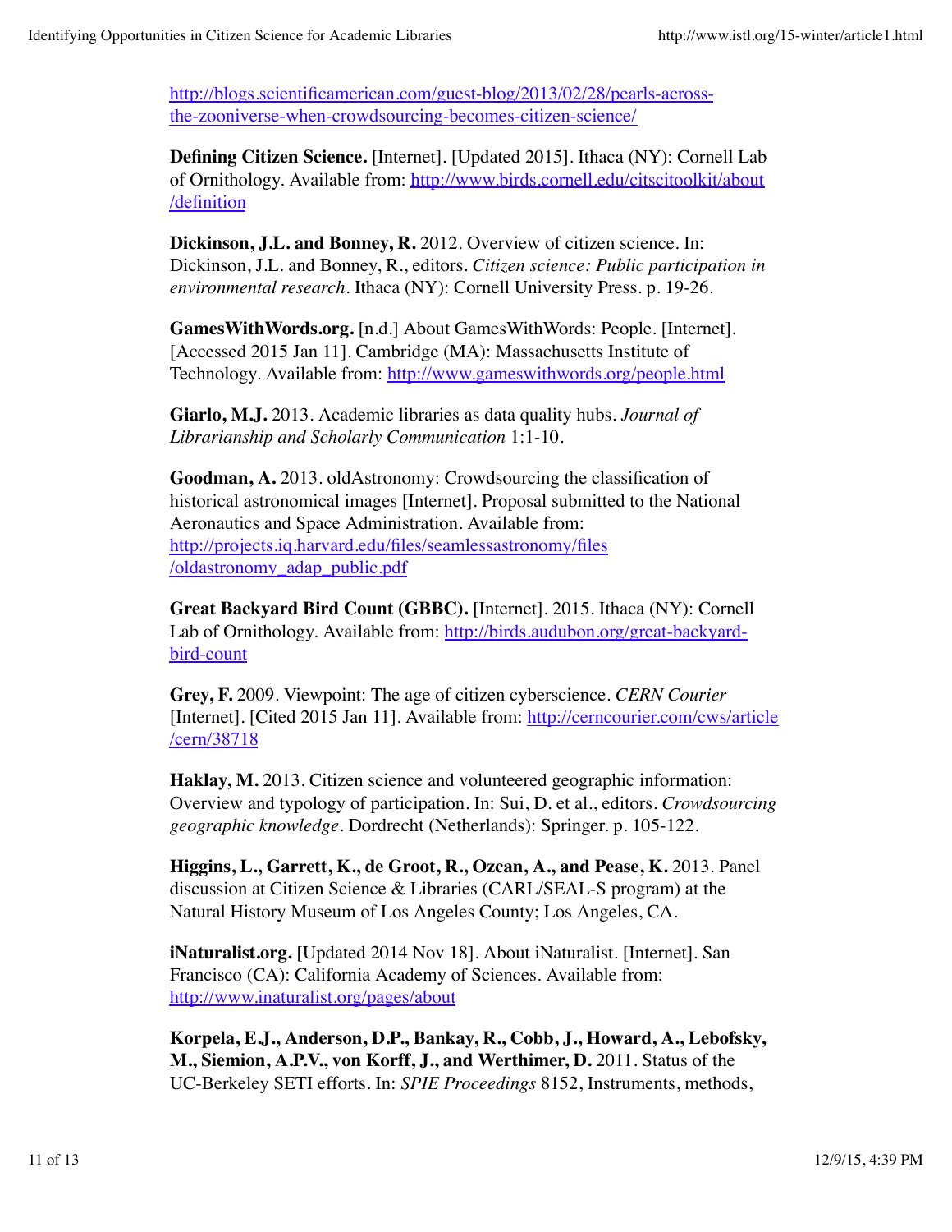http://blogs.scientificamerican.com/guest-blog/2013/02/28/pearls-across-the-zooniverse-when-crowdsourcing-becomes-citizen-science/

**Defining Citizen Science.** [Internet]. [Updated 2015]. Ithaca (NY): Cornell Lab of Ornithology. Available from: http://www.birds.cornell.edu/citscitoolkit/about/definition

**Dickinson, J.L. and Bonney, R.** 2012. Overview of citizen science. In: Dickinson, J.L. and Bonney, R., editors. *Citizen science: Public participation in environmental research*. Ithaca (NY): Cornell University Press. p. 19-26.

**GamesWithWords.org.** [n.d.] About GamesWithWords: People. [Internet]. [Accessed 2015 Jan 11]. Cambridge (MA): Massachusetts Institute of Technology. Available from: http://www.gameswithwords.org/people.html

**Giarlo, M.J.** 2013. Academic libraries as data quality hubs. *Journal of Librarianship and Scholarly Communication* 1:1-10.

**Goodman, A.** 2013. oldAstronomy: Crowdsourcing the classification of historical astronomical images [Internet]. Proposal submitted to the National Aeronautics and Space Administration. Available from: http://projects.iq.harvard.edu/files/seamlessastronomy/files/oldastronomy_adap_public.pdf

**Great Backyard Bird Count (GBBC).** [Internet]. 2015. Ithaca (NY): Cornell Lab of Ornithology. Available from: http://birds.audubon.org/great-backyard-bird-count

**Grey, F.** 2009. Viewpoint: The age of citizen cyberscience. *CERN Courier* [Internet]. [Cited 2015 Jan 11]. Available from: http://cerncourier.com/cws/article/cern/38718

**Haklay, M.** 2013. Citizen science and volunteered geographic information: Overview and typology of participation. In: Sui, D. et al., editors. *Crowdsourcing geographic knowledge*. Dordrecht (Netherlands): Springer. p. 105-122.

**Higgins, L., Garrett, K., de Groot, R., Ozcan, A., and Pease, K.** 2013. Panel discussion at Citizen Science & Libraries (CARL/SEAL-S program) at the Natural History Museum of Los Angeles County; Los Angeles, CA.

**iNaturalist.org.** [Updated 2014 Nov 18]. About iNaturalist. [Internet]. San Francisco (CA): California Academy of Sciences. Available from: http://www.inaturalist.org/pages/about

**Korpela, E.J., Anderson, D.P., Bankay, R., Cobb, J., Howard, A., Lebofsky, M., Siemion, A.P.V., von Korff, J., and Werthimer, D.** 2011. Status of the UC-Berkeley SETI efforts. In: *SPIE Proceedings* 8152, Instruments, methods,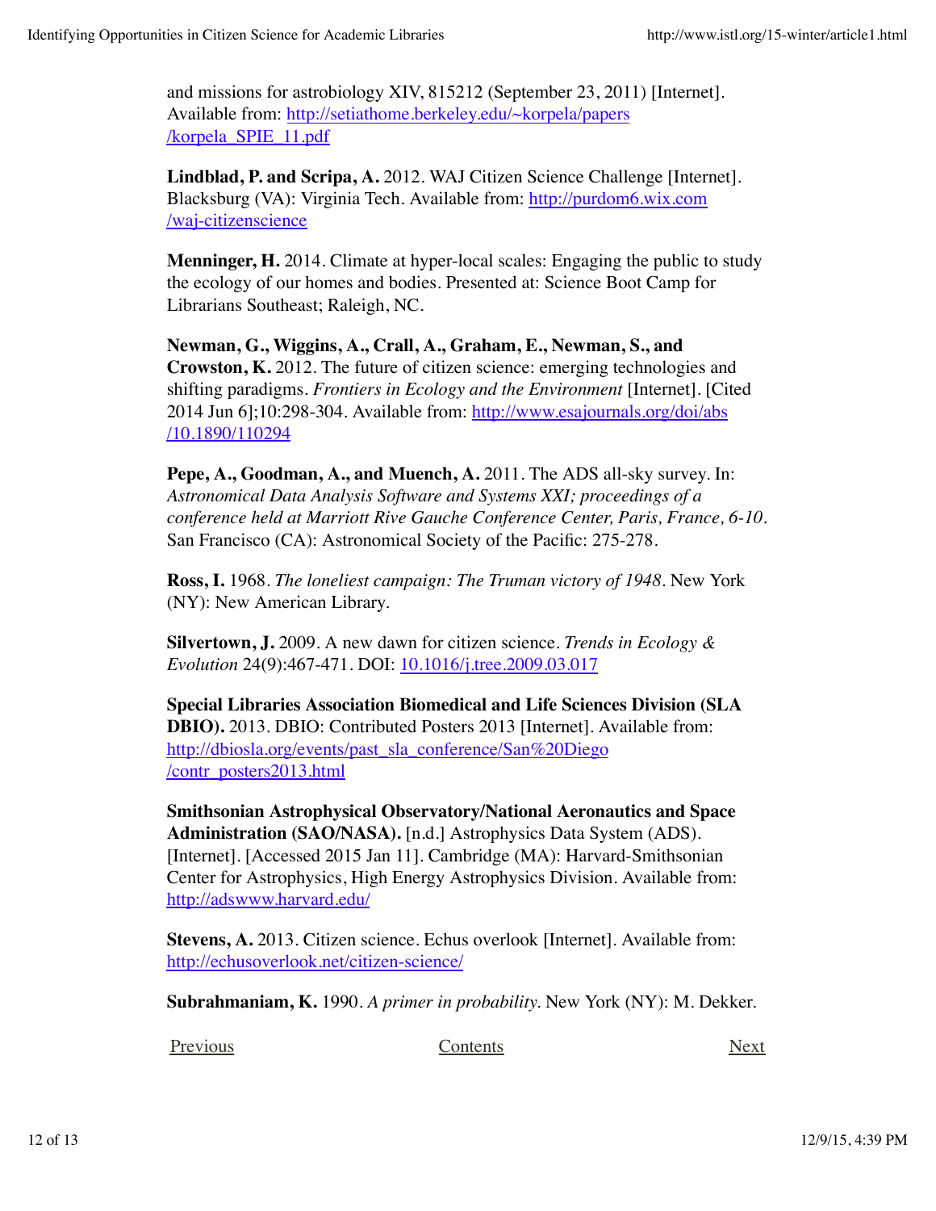and missions for astrobiology XIV, 815212 (September 23, 2011) [Internet]. Available from: http://setiathome.berkeley.edu/~korpela/papers/korpela_SPIE_11.pdf

**Lindblad, P. and Scripa, A.** 2012. WAJ Citizen Science Challenge [Internet]. Blacksburg (VA): Virginia Tech. Available from: http://purdom6.wix.com/waj-citizenscience

**Menninger, H.** 2014. Climate at hyper-local scales: Engaging the public to study the ecology of our homes and bodies. Presented at: Science Boot Camp for Librarians Southeast; Raleigh, NC.

**Newman, G., Wiggins, A., Crall, A., Graham, E., Newman, S., and Crowston, K.** 2012. The future of citizen science: emerging technologies and shifting paradigms. *Frontiers in Ecology and the Environment* [Internet]. [Cited 2014 Jun 6];10:298-304. Available from: http://www.esajournals.org/doi/abs/10.1890/110294

**Pepe, A., Goodman, A., and Muench, A.** 2011. The ADS all-sky survey. In: *Astronomical Data Analysis Software and Systems XXI; proceedings of a conference held at Marriott Rive Gauche Conference Center, Paris, France, 6-10*. San Francisco (CA): Astronomical Society of the Pacific: 275-278.

**Ross, I.** 1968. *The loneliest campaign: The Truman victory of 1948*. New York (NY): New American Library.

**Silvertown, J.** 2009. A new dawn for citizen science. *Trends in Ecology & Evolution* 24(9):467-471. DOI: 10.1016/j.tree.2009.03.017

**Special Libraries Association Biomedical and Life Sciences Division (SLA DBIO).** 2013. DBIO: Contributed Posters 2013 [Internet]. Available from: http://dbiosla.org/events/past_sla_conference/San%20Diego/contr_posters2013.html

**Smithsonian Astrophysical Observatory/National Aeronautics and Space Administration (SAO/NASA).** [n.d.] Astrophysics Data System (ADS). [Internet]. [Accessed 2015 Jan 11]. Cambridge (MA): Harvard-Smithsonian Center for Astrophysics, High Energy Astrophysics Division. Available from: http://adswww.harvard.edu/

**Stevens, A.** 2013. Citizen science. Echus overlook [Internet]. Available from: http://echusoverlook.net/citizen-science/

**Subrahmaniam, K.** 1990. *A primer in probability*. New York (NY): M. Dekker.

Previous Contents Next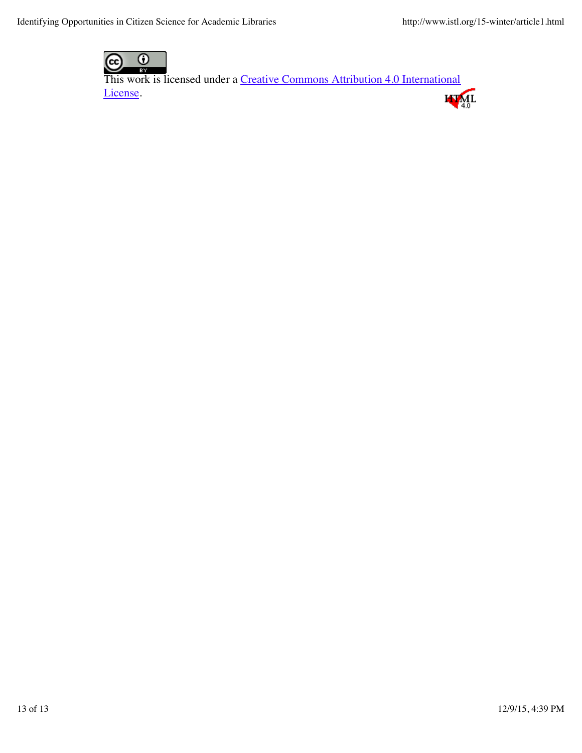This work is licensed under a [Creative Commons Attribution 4.0 International License](http://creativecommons.org/licenses/by/4.0/).